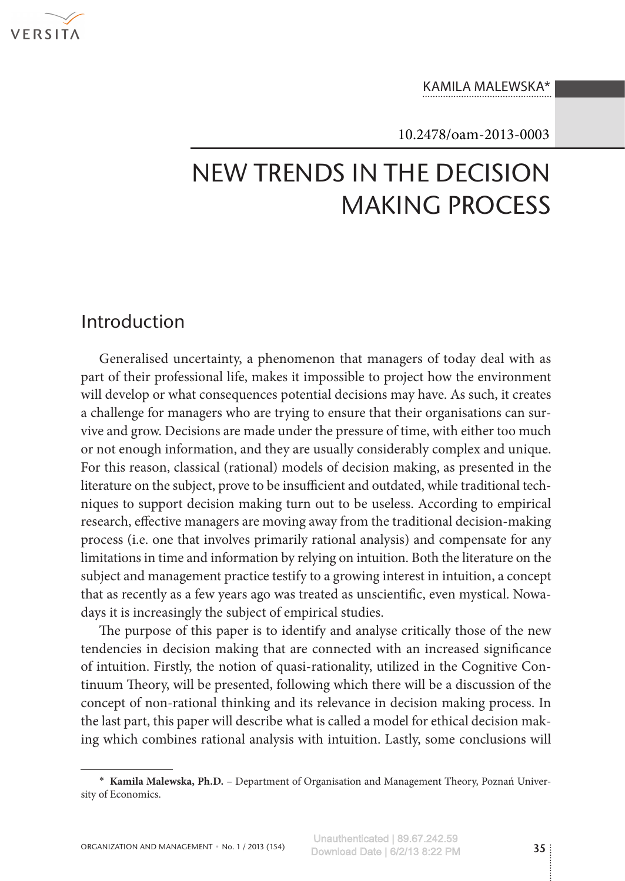KAMILA MALEWSKA*

10.2478/oam-2013-0003

# NEW TRENDS IN THE DECISION MAKING PROCESS

## Introduction

Generalised uncertainty, a phenomenon that managers of today deal with as part of their professional life, makes it impossible to project how the environment will develop or what consequences potential decisions may have. As such, it creates a challenge for managers who are trying to ensure that their organisations can survive and grow. Decisions are made under the pressure of time, with either too much or not enough information, and they are usually considerably complex and unique. For this reason, classical (rational) models of decision making, as presented in the literature on the subject, prove to be insufficient and outdated, while traditional techniques to support decision making turn out to be useless. According to empirical research, effective managers are moving away from the traditional decision-making process (i.e. one that involves primarily rational analysis) and compensate for any limitations in time and information by relying on intuition. Both the literature on the subject and management practice testify to a growing interest in intuition, a concept that as recently as a few years ago was treated as unscientific, even mystical. Nowadays it is increasingly the subject of empirical studies.

The purpose of this paper is to identify and analyse critically those of the new tendencies in decision making that are connected with an increased significance of intuition. Firstly, the notion of quasi-rationality, utilized in the Cognitive Continuum Theory, will be presented, following which there will be a discussion of the concept of non-rational thinking and its relevance in decision making process. In the last part, this paper will describe what is called a model for ethical decision making which combines rational analysis with intuition. Lastly, some conclusions will

---

\* **Kamila Malewska, Ph.D.** – Department of Organisation and Management Theory, Poznań University of Economics.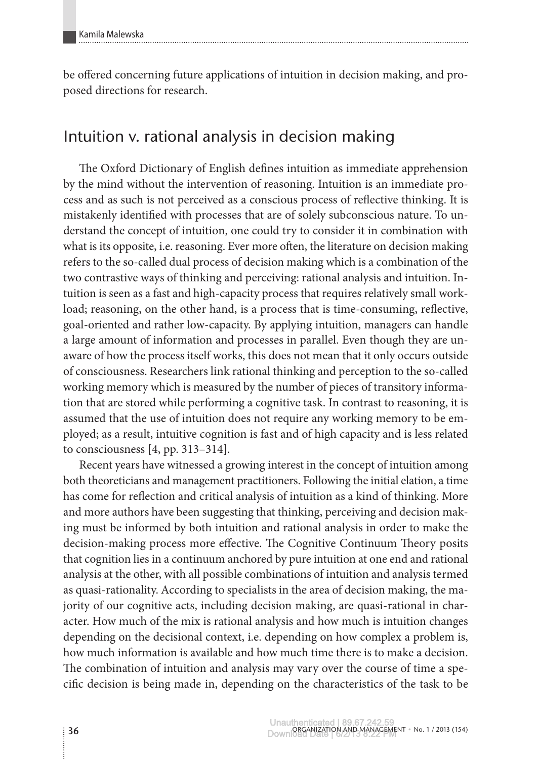be offered concerning future applications of intuition in decision making, and proposed directions for research.

## Intuition v. rational analysis in decision making

The Oxford Dictionary of English defines intuition as immediate apprehension by the mind without the intervention of reasoning. Intuition is an immediate process and as such is not perceived as a conscious process of reflective thinking. It is mistakenly identified with processes that are of solely subconscious nature. To understand the concept of intuition, one could try to consider it in combination with what is its opposite, i.e. reasoning. Ever more often, the literature on decision making refers to the so-called dual process of decision making which is a combination of the two contrastive ways of thinking and perceiving: rational analysis and intuition. Intuition is seen as a fast and high-capacity process that requires relatively small workload; reasoning, on the other hand, is a process that is time-consuming, reflective, goal-oriented and rather low-capacity. By applying intuition, managers can handle a large amount of information and processes in parallel. Even though they are unaware of how the process itself works, this does not mean that it only occurs outside of consciousness. Researchers link rational thinking and perception to the so-called working memory which is measured by the number of pieces of transitory information that are stored while performing a cognitive task. In contrast to reasoning, it is assumed that the use of intuition does not require any working memory to be employed; as a result, intuitive cognition is fast and of high capacity and is less related to consciousness [4, pp. 313–314].

Recent years have witnessed a growing interest in the concept of intuition among both theoreticians and management practitioners. Following the initial elation, a time has come for reflection and critical analysis of intuition as a kind of thinking. More and more authors have been suggesting that thinking, perceiving and decision making must be informed by both intuition and rational analysis in order to make the decision-making process more effective. The Cognitive Continuum Theory posits that cognition lies in a continuum anchored by pure intuition at one end and rational analysis at the other, with all possible combinations of intuition and analysis termed as quasi-rationality. According to specialists in the area of decision making, the majority of our cognitive acts, including decision making, are quasi-rational in character. How much of the mix is rational analysis and how much is intuition changes depending on the decisional context, i.e. depending on how complex a problem is, how much information is available and how much time there is to make a decision. The combination of intuition and analysis may vary over the course of time a specific decision is being made in, depending on the characteristics of the task to be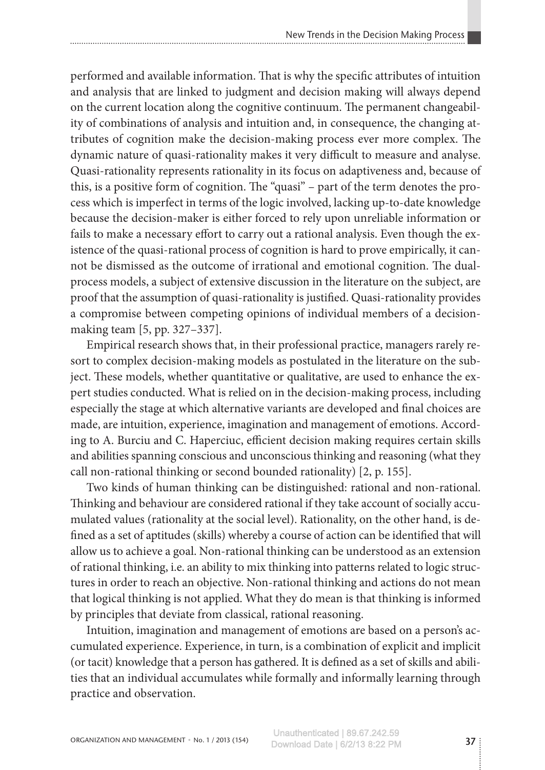performed and available information. That is why the specific attributes of intuition and analysis that are linked to judgment and decision making will always depend on the current location along the cognitive continuum. The permanent changeability of combinations of analysis and intuition and, in consequence, the changing attributes of cognition make the decision-making process ever more complex. The dynamic nature of quasi-rationality makes it very difficult to measure and analyse. Quasi-rationality represents rationality in its focus on adaptiveness and, because of this, is a positive form of cognition. The "quasi" – part of the term denotes the process which is imperfect in terms of the logic involved, lacking up-to-date knowledge because the decision-maker is either forced to rely upon unreliable information or fails to make a necessary effort to carry out a rational analysis. Even though the existence of the quasi-rational process of cognition is hard to prove empirically, it cannot be dismissed as the outcome of irrational and emotional cognition. The dual-process models, a subject of extensive discussion in the literature on the subject, are proof that the assumption of quasi-rationality is justified. Quasi-rationality provides a compromise between competing opinions of individual members of a decision-making team [5, pp. 327–337].

Empirical research shows that, in their professional practice, managers rarely resort to complex decision-making models as postulated in the literature on the subject. These models, whether quantitative or qualitative, are used to enhance the expert studies conducted. What is relied on in the decision-making process, including especially the stage at which alternative variants are developed and final choices are made, are intuition, experience, imagination and management of emotions. According to A. Burciu and C. Haperciuc, efficient decision making requires certain skills and abilities spanning conscious and unconscious thinking and reasoning (what they call non-rational thinking or second bounded rationality) [2, p. 155].

Two kinds of human thinking can be distinguished: rational and non-rational. Thinking and behaviour are considered rational if they take account of socially accumulated values (rationality at the social level). Rationality, on the other hand, is defined as a set of aptitudes (skills) whereby a course of action can be identified that will allow us to achieve a goal. Non-rational thinking can be understood as an extension of rational thinking, i.e. an ability to mix thinking into patterns related to logic structures in order to reach an objective. Non-rational thinking and actions do not mean that logical thinking is not applied. What they do mean is that thinking is informed by principles that deviate from classical, rational reasoning.

Intuition, imagination and management of emotions are based on a person's accumulated experience. Experience, in turn, is a combination of explicit and implicit (or tacit) knowledge that a person has gathered. It is defined as a set of skills and abilities that an individual accumulates while formally and informally learning through practice and observation.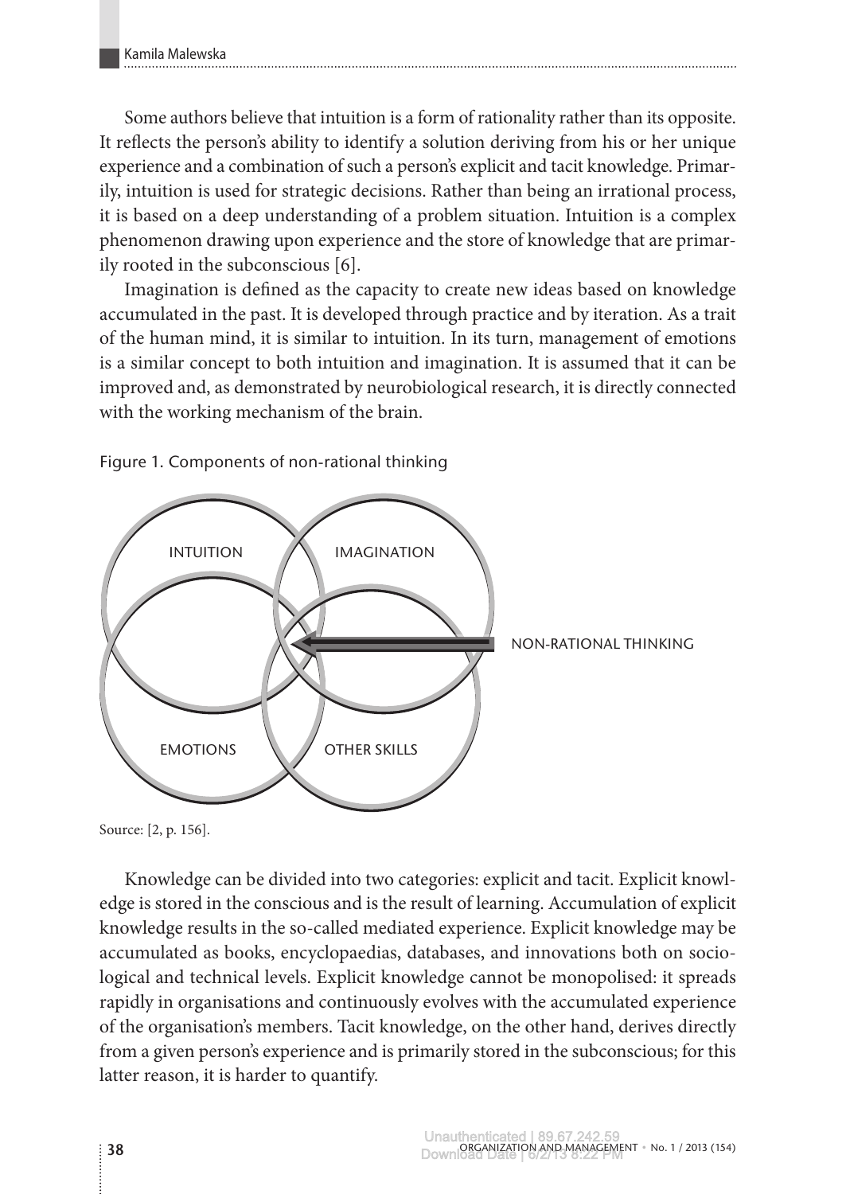Some authors believe that intuition is a form of rationality rather than its opposite. It reflects the person's ability to identify a solution deriving from his or her unique experience and a combination of such a person's explicit and tacit knowledge. Primarily, intuition is used for strategic decisions. Rather than being an irrational process, it is based on a deep understanding of a problem situation. Intuition is a complex phenomenon drawing upon experience and the store of knowledge that are primarily rooted in the subconscious [6].

Imagination is defined as the capacity to create new ideas based on knowledge accumulated in the past. It is developed through practice and by iteration. As a trait of the human mind, it is similar to intuition. In its turn, management of emotions is a similar concept to both intuition and imagination. It is assumed that it can be improved and, as demonstrated by neurobiological research, it is directly connected with the working mechanism of the brain.

Figure 1. Components of non-rational thinking

INTUITION | IMAGINATION | EMOTIONS | OTHER SKILLS | NON-RATIONAL THINKING

Source: [2, p. 156].

Knowledge can be divided into two categories: explicit and tacit. Explicit knowledge is stored in the conscious and is the result of learning. Accumulation of explicit knowledge results in the so-called mediated experience. Explicit knowledge may be accumulated as books, encyclopaedias, databases, and innovations both on sociological and technical levels. Explicit knowledge cannot be monopolised: it spreads rapidly in organisations and continuously evolves with the accumulated experience of the organisation's members. Tacit knowledge, on the other hand, derives directly from a given person's experience and is primarily stored in the subconscious; for this latter reason, it is harder to quantify.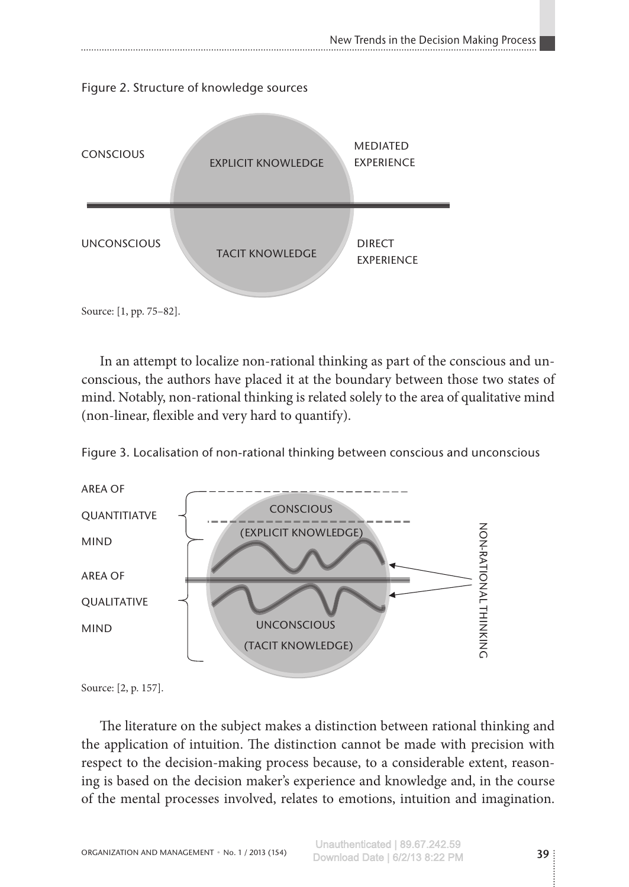Figure 2. Structure of knowledge sources

Source: [1, pp. 75–82].

In an attempt to localize non-rational thinking as part of the conscious and unconscious, the authors have placed it at the boundary between those two states of mind. Notably, non-rational thinking is related solely to the area of qualitative mind (non-linear, flexible and very hard to quantify).

Figure 3. Localisation of non-rational thinking between conscious and unconscious

Source: [2, p. 157].

The literature on the subject makes a distinction between rational thinking and the application of intuition. The distinction cannot be made with precision with respect to the decision-making process because, to a considerable extent, reasoning is based on the decision maker's experience and knowledge and, in the course of the mental processes involved, relates to emotions, intuition and imagination.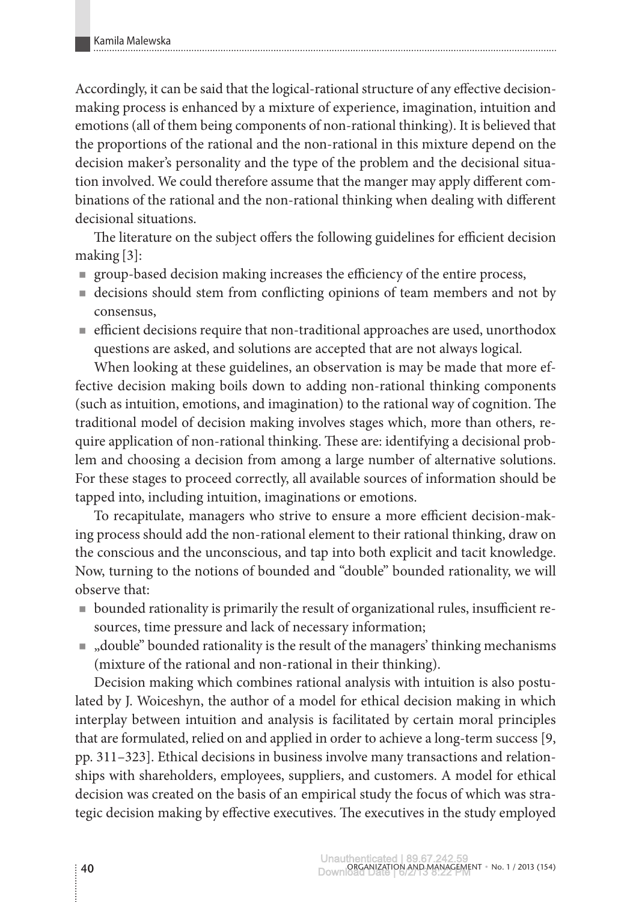Accordingly, it can be said that the logical-rational structure of any effective decision-making process is enhanced by a mixture of experience, imagination, intuition and emotions (all of them being components of non-rational thinking). It is believed that the proportions of the rational and the non-rational in this mixture depend on the decision maker's personality and the type of the problem and the decisional situation involved. We could therefore assume that the manger may apply different combinations of the rational and the non-rational thinking when dealing with different decisional situations.

The literature on the subject offers the following guidelines for efficient decision making [3]:

- group-based decision making increases the efficiency of the entire process,
- decisions should stem from conflicting opinions of team members and not by consensus,
- efficient decisions require that non-traditional approaches are used, unorthodox questions are asked, and solutions are accepted that are not always logical.

When looking at these guidelines, an observation is may be made that more effective decision making boils down to adding non-rational thinking components (such as intuition, emotions, and imagination) to the rational way of cognition. The traditional model of decision making involves stages which, more than others, require application of non-rational thinking. These are: identifying a decisional problem and choosing a decision from among a large number of alternative solutions. For these stages to proceed correctly, all available sources of information should be tapped into, including intuition, imaginations or emotions.

To recapitulate, managers who strive to ensure a more efficient decision-making process should add the non-rational element to their rational thinking, draw on the conscious and the unconscious, and tap into both explicit and tacit knowledge. Now, turning to the notions of bounded and "double" bounded rationality, we will observe that:

- bounded rationality is primarily the result of organizational rules, insufficient resources, time pressure and lack of necessary information;
- „double" bounded rationality is the result of the managers' thinking mechanisms (mixture of the rational and non-rational in their thinking).

Decision making which combines rational analysis with intuition is also postulated by J. Woiceshyn, the author of a model for ethical decision making in which interplay between intuition and analysis is facilitated by certain moral principles that are formulated, relied on and applied in order to achieve a long-term success [9, pp. 311–323]. Ethical decisions in business involve many transactions and relationships with shareholders, employees, suppliers, and customers. A model for ethical decision was created on the basis of an empirical study the focus of which was strategic decision making by effective executives. The executives in the study employed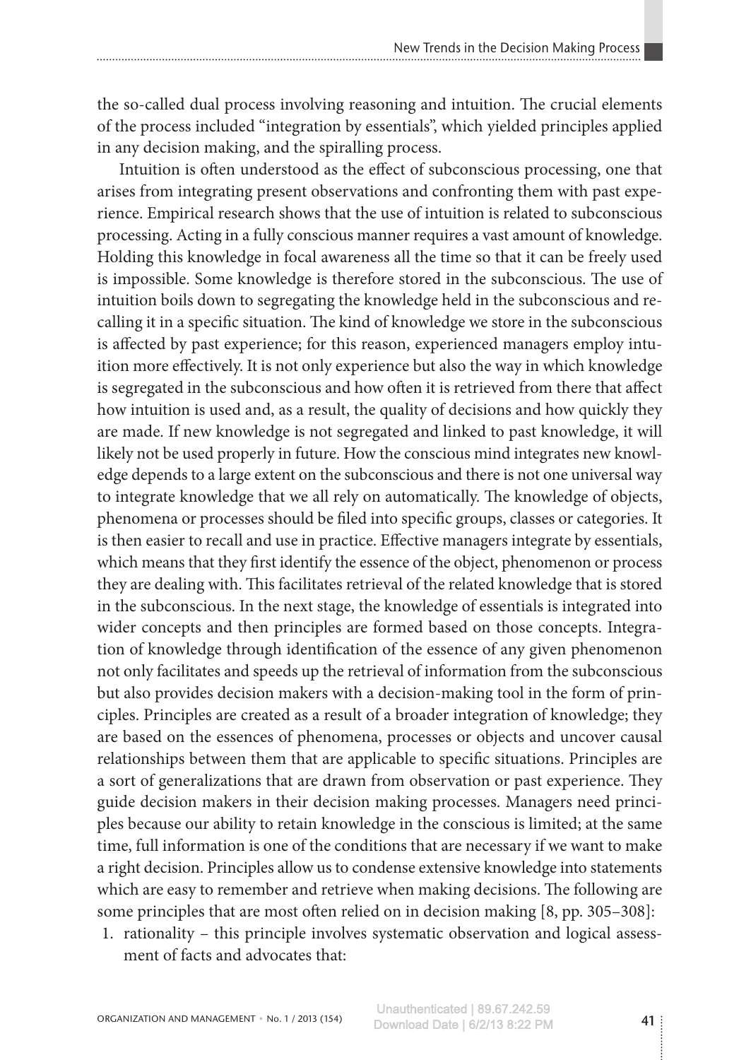the so-called dual process involving reasoning and intuition. The crucial elements of the process included "integration by essentials", which yielded principles applied in any decision making, and the spiralling process.

Intuition is often understood as the effect of subconscious processing, one that arises from integrating present observations and confronting them with past experience. Empirical research shows that the use of intuition is related to subconscious processing. Acting in a fully conscious manner requires a vast amount of knowledge. Holding this knowledge in focal awareness all the time so that it can be freely used is impossible. Some knowledge is therefore stored in the subconscious. The use of intuition boils down to segregating the knowledge held in the subconscious and recalling it in a specific situation. The kind of knowledge we store in the subconscious is affected by past experience; for this reason, experienced managers employ intuition more effectively. It is not only experience but also the way in which knowledge is segregated in the subconscious and how often it is retrieved from there that affect how intuition is used and, as a result, the quality of decisions and how quickly they are made. If new knowledge is not segregated and linked to past knowledge, it will likely not be used properly in future. How the conscious mind integrates new knowledge depends to a large extent on the subconscious and there is not one universal way to integrate knowledge that we all rely on automatically. The knowledge of objects, phenomena or processes should be filed into specific groups, classes or categories. It is then easier to recall and use in practice. Effective managers integrate by essentials, which means that they first identify the essence of the object, phenomenon or process they are dealing with. This facilitates retrieval of the related knowledge that is stored in the subconscious. In the next stage, the knowledge of essentials is integrated into wider concepts and then principles are formed based on those concepts. Integration of knowledge through identification of the essence of any given phenomenon not only facilitates and speeds up the retrieval of information from the subconscious but also provides decision makers with a decision-making tool in the form of principles. Principles are created as a result of a broader integration of knowledge; they are based on the essences of phenomena, processes or objects and uncover causal relationships between them that are applicable to specific situations. Principles are a sort of generalizations that are drawn from observation or past experience. They guide decision makers in their decision making processes. Managers need principles because our ability to retain knowledge in the conscious is limited; at the same time, full information is one of the conditions that are necessary if we want to make a right decision. Principles allow us to condense extensive knowledge into statements which are easy to remember and retrieve when making decisions. The following are some principles that are most often relied on in decision making [8, pp. 305–308]:

1. rationality – this principle involves systematic observation and logical assessment of facts and advocates that: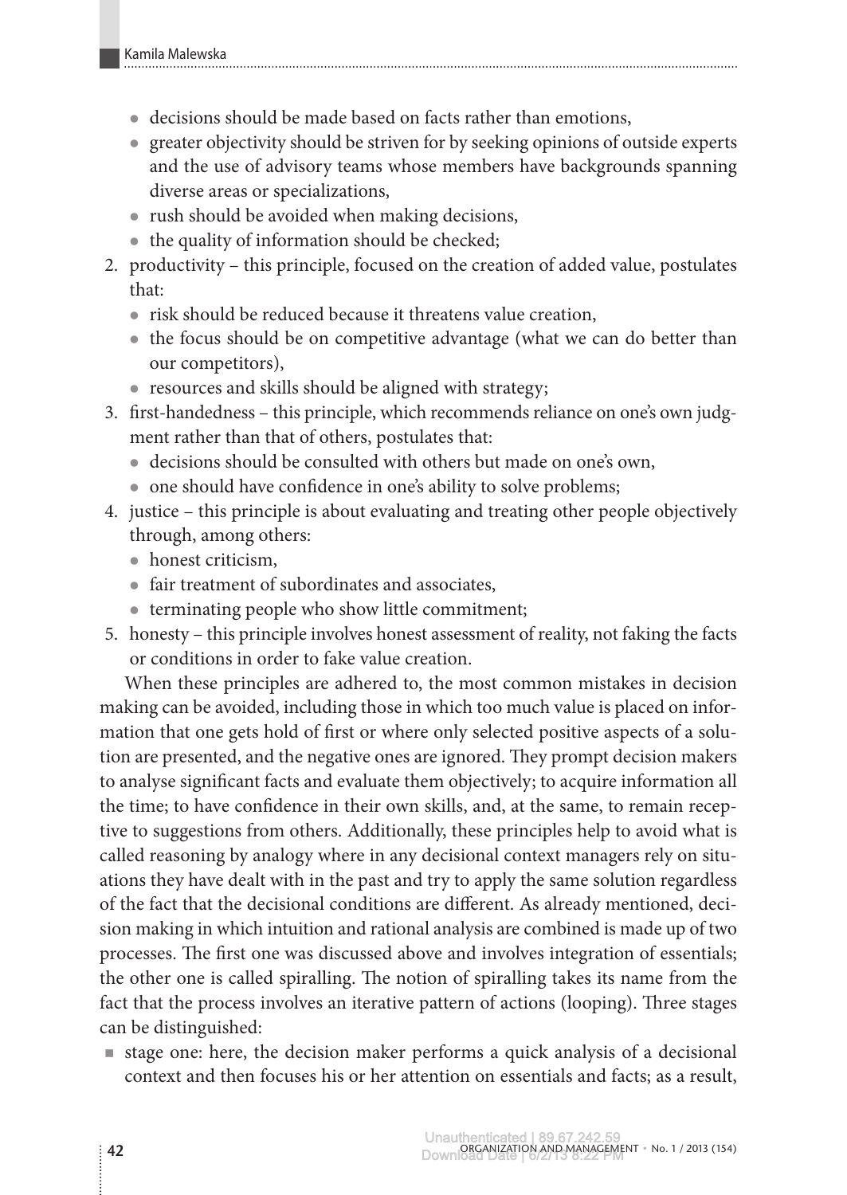- decisions should be made based on facts rather than emotions,
- greater objectivity should be striven for by seeking opinions of outside experts and the use of advisory teams whose members have backgrounds spanning diverse areas or specializations,
- rush should be avoided when making decisions,
- the quality of information should be checked;

2. productivity – this principle, focused on the creation of added value, postulates that:
   - risk should be reduced because it threatens value creation,
   - the focus should be on competitive advantage (what we can do better than our competitors),
   - resources and skills should be aligned with strategy;
3. first-handedness – this principle, which recommends reliance on one's own judgment rather than that of others, postulates that:
   - decisions should be consulted with others but made on one's own,
   - one should have confidence in one's ability to solve problems;
4. justice – this principle is about evaluating and treating other people objectively through, among others:
   - honest criticism,
   - fair treatment of subordinates and associates,
   - terminating people who show little commitment;
5. honesty – this principle involves honest assessment of reality, not faking the facts or conditions in order to fake value creation.

When these principles are adhered to, the most common mistakes in decision making can be avoided, including those in which too much value is placed on information that one gets hold of first or where only selected positive aspects of a solution are presented, and the negative ones are ignored. They prompt decision makers to analyse significant facts and evaluate them objectively; to acquire information all the time; to have confidence in their own skills, and, at the same, to remain receptive to suggestions from others. Additionally, these principles help to avoid what is called reasoning by analogy where in any decisional context managers rely on situations they have dealt with in the past and try to apply the same solution regardless of the fact that the decisional conditions are different. As already mentioned, decision making in which intuition and rational analysis are combined is made up of two processes. The first one was discussed above and involves integration of essentials; the other one is called spiralling. The notion of spiralling takes its name from the fact that the process involves an iterative pattern of actions (looping). Three stages can be distinguished:

- stage one: here, the decision maker performs a quick analysis of a decisional context and then focuses his or her attention on essentials and facts; as a result,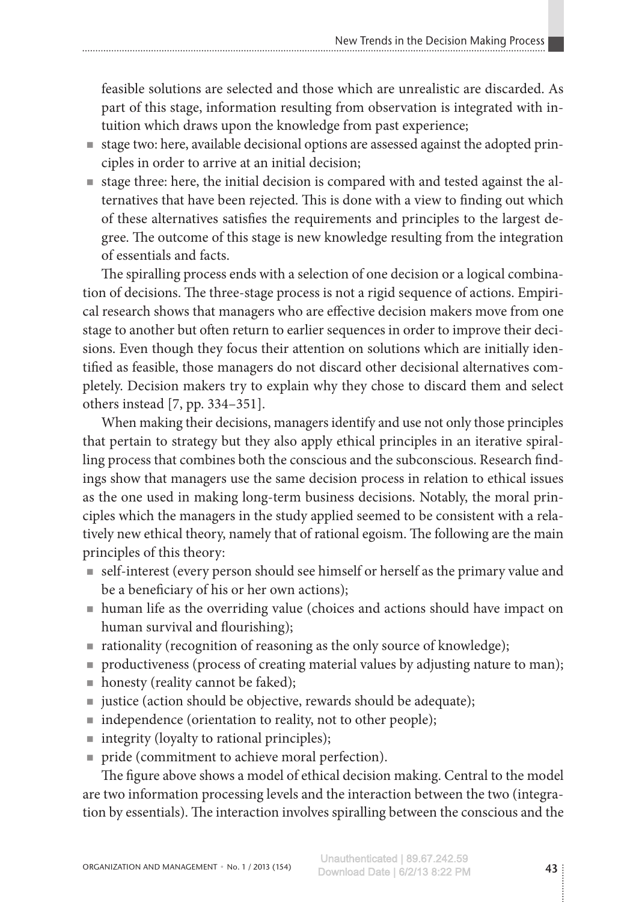feasible solutions are selected and those which are unrealistic are discarded. As part of this stage, information resulting from observation is integrated with intuition which draws upon the knowledge from past experience;

- stage two: here, available decisional options are assessed against the adopted principles in order to arrive at an initial decision;
- stage three: here, the initial decision is compared with and tested against the alternatives that have been rejected. This is done with a view to finding out which of these alternatives satisfies the requirements and principles to the largest degree. The outcome of this stage is new knowledge resulting from the integration of essentials and facts.

The spiralling process ends with a selection of one decision or a logical combination of decisions. The three-stage process is not a rigid sequence of actions. Empirical research shows that managers who are effective decision makers move from one stage to another but often return to earlier sequences in order to improve their decisions. Even though they focus their attention on solutions which are initially identified as feasible, those managers do not discard other decisional alternatives completely. Decision makers try to explain why they chose to discard them and select others instead [7, pp. 334–351].

When making their decisions, managers identify and use not only those principles that pertain to strategy but they also apply ethical principles in an iterative spiralling process that combines both the conscious and the subconscious. Research findings show that managers use the same decision process in relation to ethical issues as the one used in making long-term business decisions. Notably, the moral principles which the managers in the study applied seemed to be consistent with a relatively new ethical theory, namely that of rational egoism. The following are the main principles of this theory:

- self-interest (every person should see himself or herself as the primary value and be a beneficiary of his or her own actions);
- human life as the overriding value (choices and actions should have impact on human survival and flourishing);
- rationality (recognition of reasoning as the only source of knowledge);
- productiveness (process of creating material values by adjusting nature to man);
- honesty (reality cannot be faked);
- justice (action should be objective, rewards should be adequate);
- independence (orientation to reality, not to other people);
- integrity (loyalty to rational principles);
- pride (commitment to achieve moral perfection).

The figure above shows a model of ethical decision making. Central to the model are two information processing levels and the interaction between the two (integration by essentials). The interaction involves spiralling between the conscious and the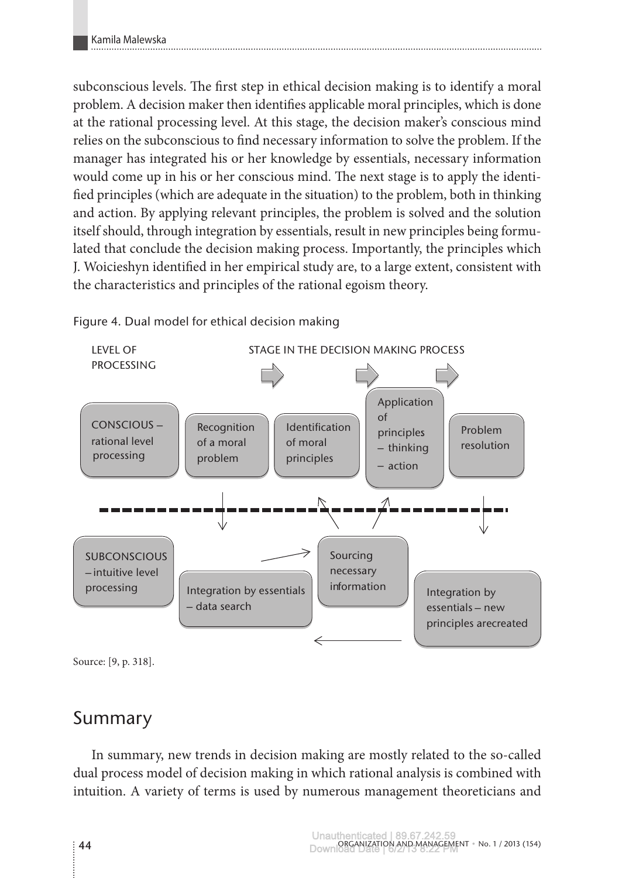subconscious levels. The first step in ethical decision making is to identify a moral problem. A decision maker then identifies applicable moral principles, which is done at the rational processing level. At this stage, the decision maker's conscious mind relies on the subconscious to find necessary information to solve the problem. If the manager has integrated his or her knowledge by essentials, necessary information would come up in his or her conscious mind. The next stage is to apply the identified principles (which are adequate in the situation) to the problem, both in thinking and action. By applying relevant principles, the problem is solved and the solution itself should, through integration by essentials, result in new principles being formulated that conclude the decision making process. Importantly, the principles which J. Woicieshyn identified in her empirical study are, to a large extent, consistent with the characteristics and principles of the rational egoism theory.

Figure 4. Dual model for ethical decision making

LEVEL OF PROCESSING

STAGE IN THE DECISION MAKING PROCESS

CONSCIOUS – rational level processing

Recognition of a moral problem

Identification of moral principles

Application of principles
– thinking
– action

Problem resolution

SUBCONSCIOUS – intuitive level processing

Integration by essentials – data search

Sourcing necessary information

Integration by essentials – new principles arecreated

Source: [9, p. 318].

## Summary

In summary, new trends in decision making are mostly related to the so-called dual process model of decision making in which rational analysis is combined with intuition. A variety of terms is used by numerous management theoreticians and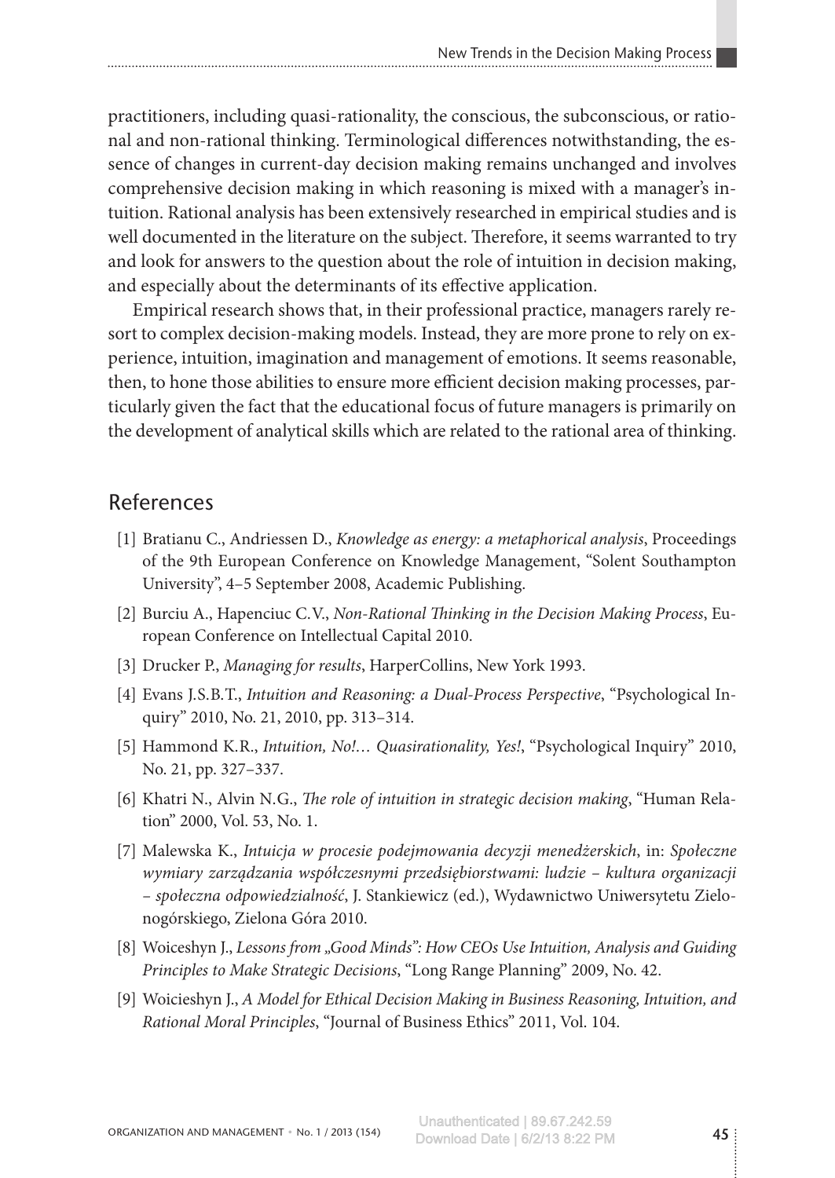practitioners, including quasi-rationality, the conscious, the subconscious, or rational and non-rational thinking. Terminological differences notwithstanding, the essence of changes in current-day decision making remains unchanged and involves comprehensive decision making in which reasoning is mixed with a manager's intuition. Rational analysis has been extensively researched in empirical studies and is well documented in the literature on the subject. Therefore, it seems warranted to try and look for answers to the question about the role of intuition in decision making, and especially about the determinants of its effective application.

Empirical research shows that, in their professional practice, managers rarely resort to complex decision-making models. Instead, they are more prone to rely on experience, intuition, imagination and management of emotions. It seems reasonable, then, to hone those abilities to ensure more efficient decision making processes, particularly given the fact that the educational focus of future managers is primarily on the development of analytical skills which are related to the rational area of thinking.

## References

[1] Bratianu C., Andriessen D., *Knowledge as energy: a metaphorical analysis*, Proceedings of the 9th European Conference on Knowledge Management, "Solent Southampton University", 4–5 September 2008, Academic Publishing.

[2] Burciu A., Hapenciuc C.V., *Non-Rational Thinking in the Decision Making Process*, European Conference on Intellectual Capital 2010.

[3] Drucker P., *Managing for results*, HarperCollins, New York 1993.

[4] Evans J.S.B.T., *Intuition and Reasoning: a Dual-Process Perspective*, "Psychological Inquiry" 2010, No. 21, 2010, pp. 313–314.

[5] Hammond K.R., *Intuition, No!… Quasirationality, Yes!*, "Psychological Inquiry" 2010, No. 21, pp. 327–337.

[6] Khatri N., Alvin N.G., *The role of intuition in strategic decision making*, "Human Relation" 2000, Vol. 53, No. 1.

[7] Malewska K., *Intuicja w procesie podejmowania decyzji menedżerskich*, in: *Społeczne wymiary zarządzania współczesnymi przedsiębiorstwami: ludzie – kultura organizacji – społeczna odpowiedzialność*, J. Stankiewicz (ed.), Wydawnictwo Uniwersytetu Zielonogórskiego, Zielona Góra 2010.

[8] Woiceshyn J., *Lessons from „Good Minds": How CEOs Use Intuition, Analysis and Guiding Principles to Make Strategic Decisions*, "Long Range Planning" 2009, No. 42.

[9] Woicieshyn J., *A Model for Ethical Decision Making in Business Reasoning, Intuition, and Rational Moral Principles*, "Journal of Business Ethics" 2011, Vol. 104.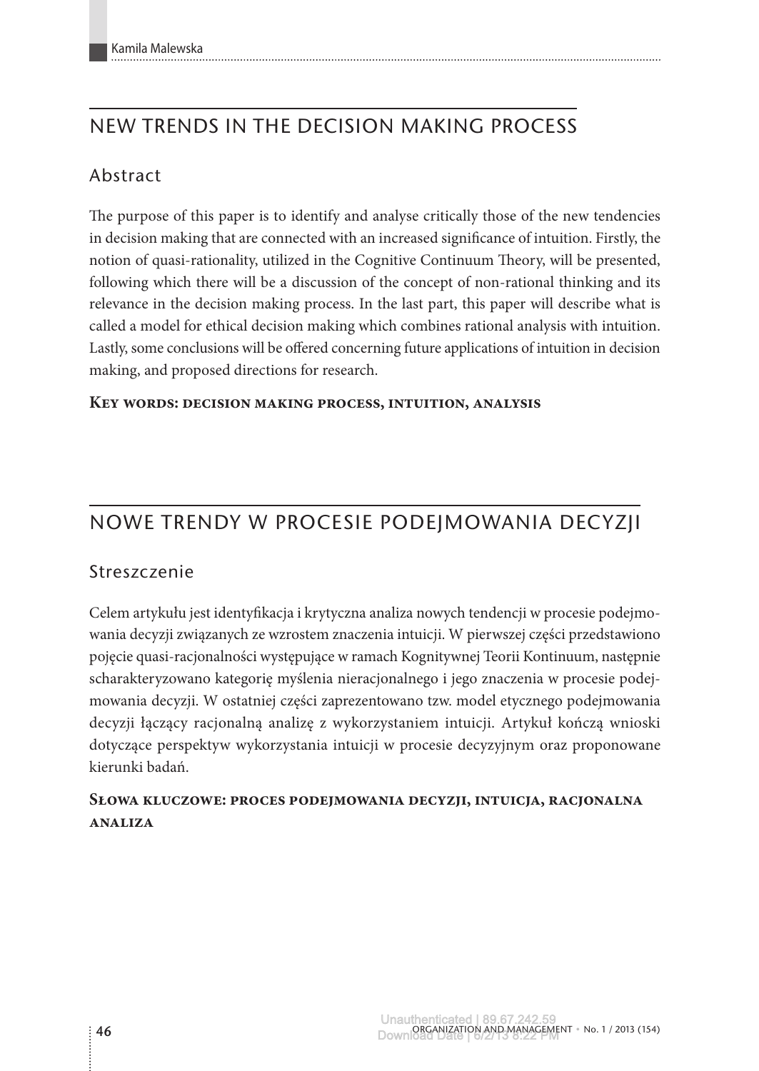# NEW TRENDS IN THE DECISION MAKING PROCESS

## Abstract

The purpose of this paper is to identify and analyse critically those of the new tendencies in decision making that are connected with an increased significance of intuition. Firstly, the notion of quasi-rationality, utilized in the Cognitive Continuum Theory, will be presented, following which there will be a discussion of the concept of non-rational thinking and its relevance in the decision making process. In the last part, this paper will describe what is called a model for ethical decision making which combines rational analysis with intuition. Lastly, some conclusions will be offered concerning future applications of intuition in decision making, and proposed directions for research.

**Key words: decision making process, intuition, analysis**

# NOWE TRENDY W PROCESIE PODEJMOWANIA DECYZJI

## Streszczenie

Celem artykułu jest identyfikacja i krytyczna analiza nowych tendencji w procesie podejmowania decyzji związanych ze wzrostem znaczenia intuicji. W pierwszej części przedstawiono pojęcie quasi-racjonalności występujące w ramach Kognitywnej Teorii Kontinuum, następnie scharakteryzowano kategorię myślenia nieracjonalnego i jego znaczenia w procesie podejmowania decyzji. W ostatniej części zaprezentowano tzw. model etycznego podejmowania decyzji łączący racjonalną analizę z wykorzystaniem intuicji. Artykuł kończą wnioski dotyczące perspektyw wykorzystania intuicji w procesie decyzyjnym oraz proponowane kierunki badań.

**Słowa kluczowe: proces podejmowania decyzji, intuicja, racjonalna analiza**